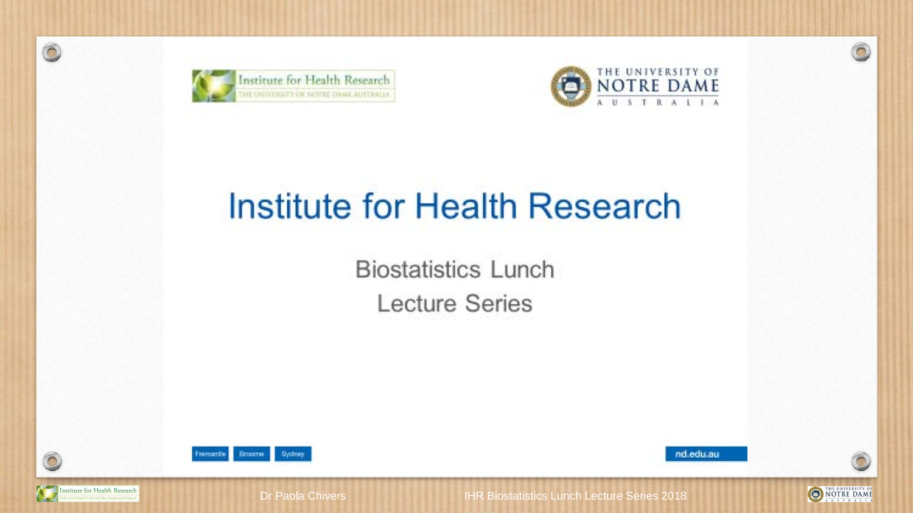Institute for Health Research
THE UNIVERSITY OF NOTRE DAME AUSTRALIA

THE UNIVERSITY OF NOTRE DAME AUSTRALIA

# Institute for Health Research

## Biostatistics Lunch Lecture Series

Fremantle | Broome | Sydney

nd.edu.au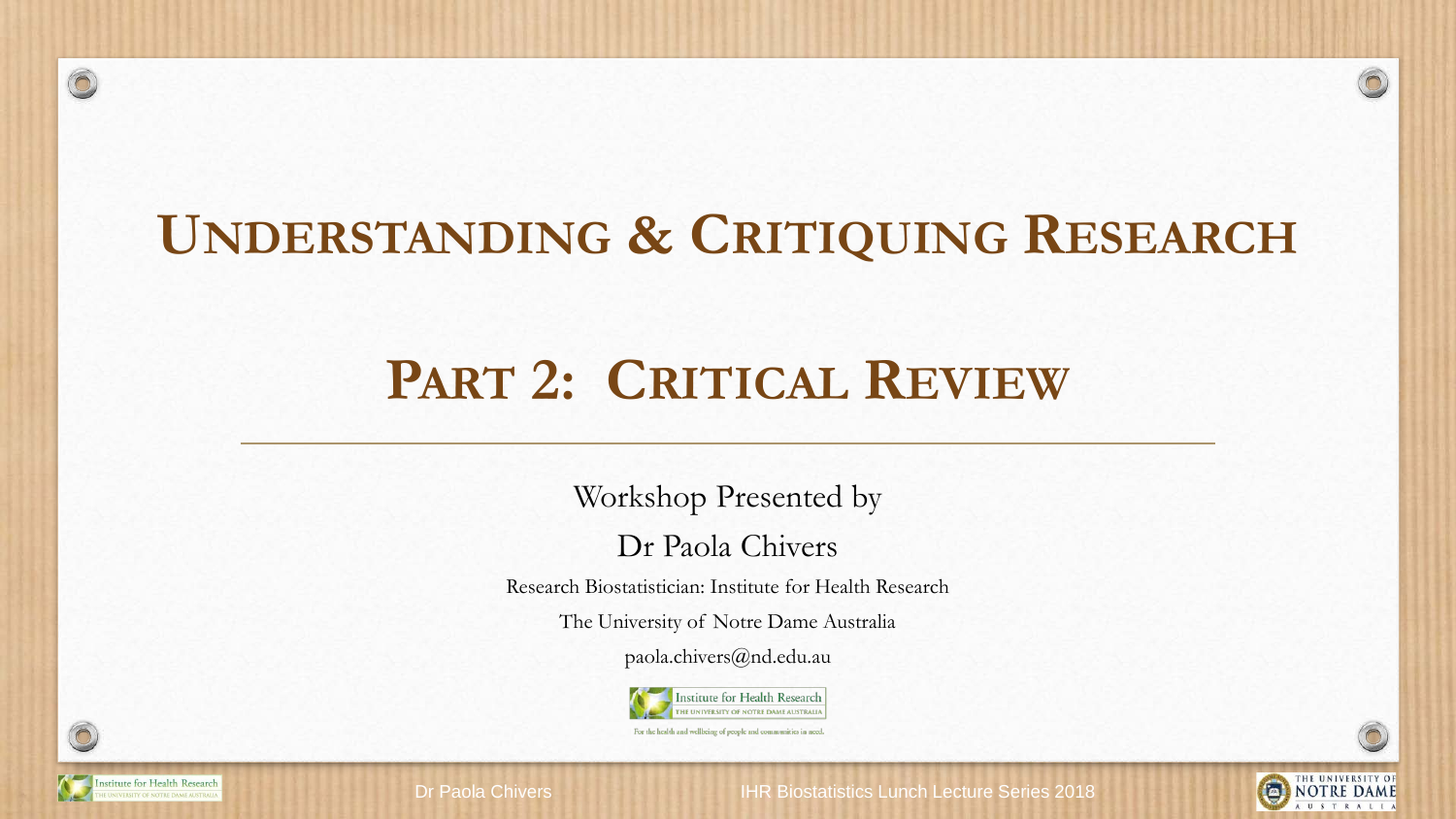# UNDERSTANDING & CRITIQUING RESEARCH

## PART 2: CRITICAL REVIEW

---

Workshop Presented by

Dr Paola Chivers

Research Biostatistician: Institute for Health Research

The University of Notre Dame Australia

paola.chivers@nd.edu.au

Institute for Health Research
THE UNIVERSITY OF NOTRE DAME AUSTRALIA

For the health and wellbeing of people and communities in need.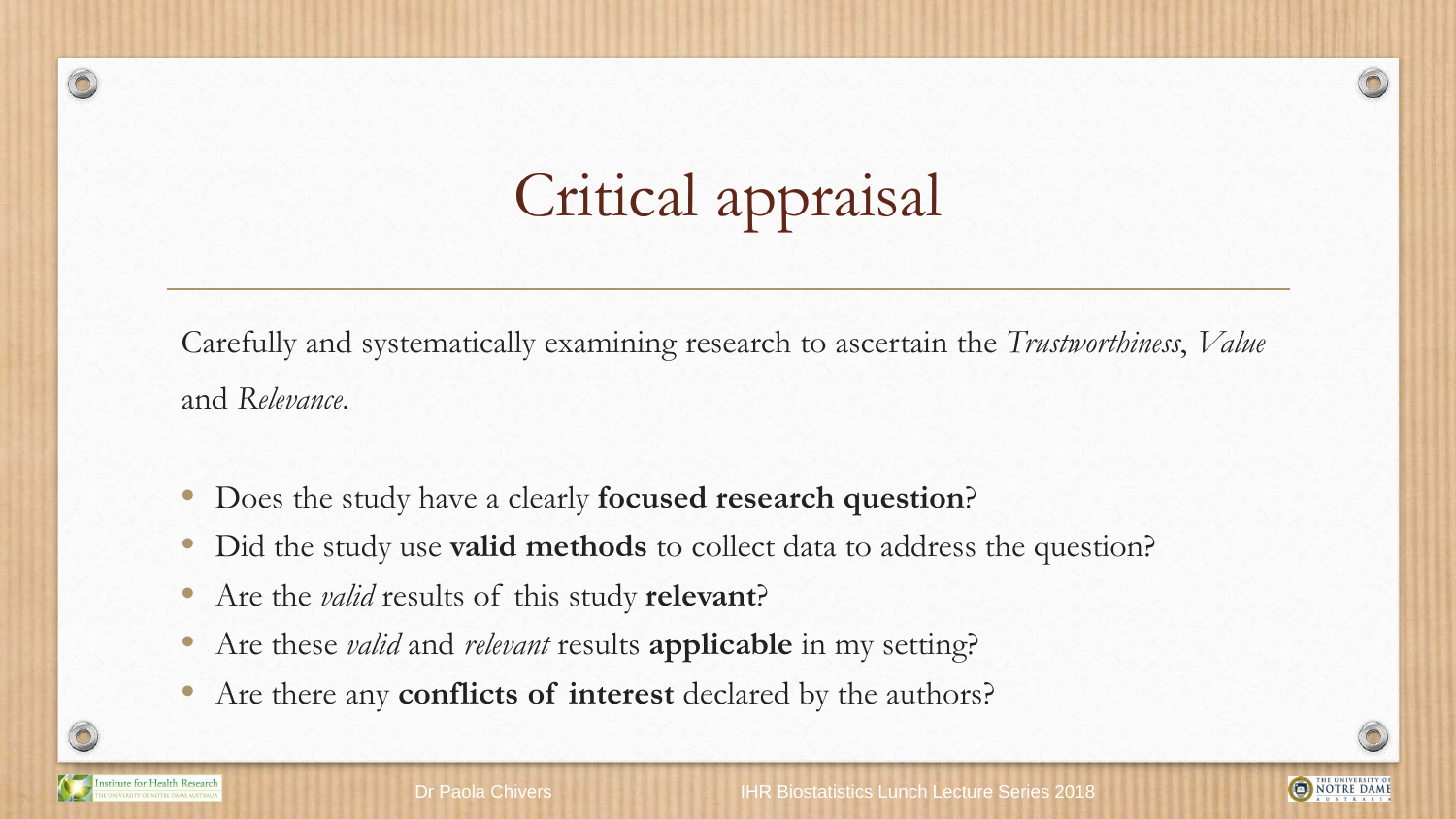# Critical appraisal

Carefully and systematically examining research to ascertain the *Trustworthiness*, *Value* and *Relevance*.

- Does the study have a clearly **focused research question**?
- Did the study use **valid methods** to collect data to address the question?
- Are the *valid* results of this study **relevant**?
- Are these *valid* and *relevant* results **applicable** in my setting?
- Are there any **conflicts of interest** declared by the authors?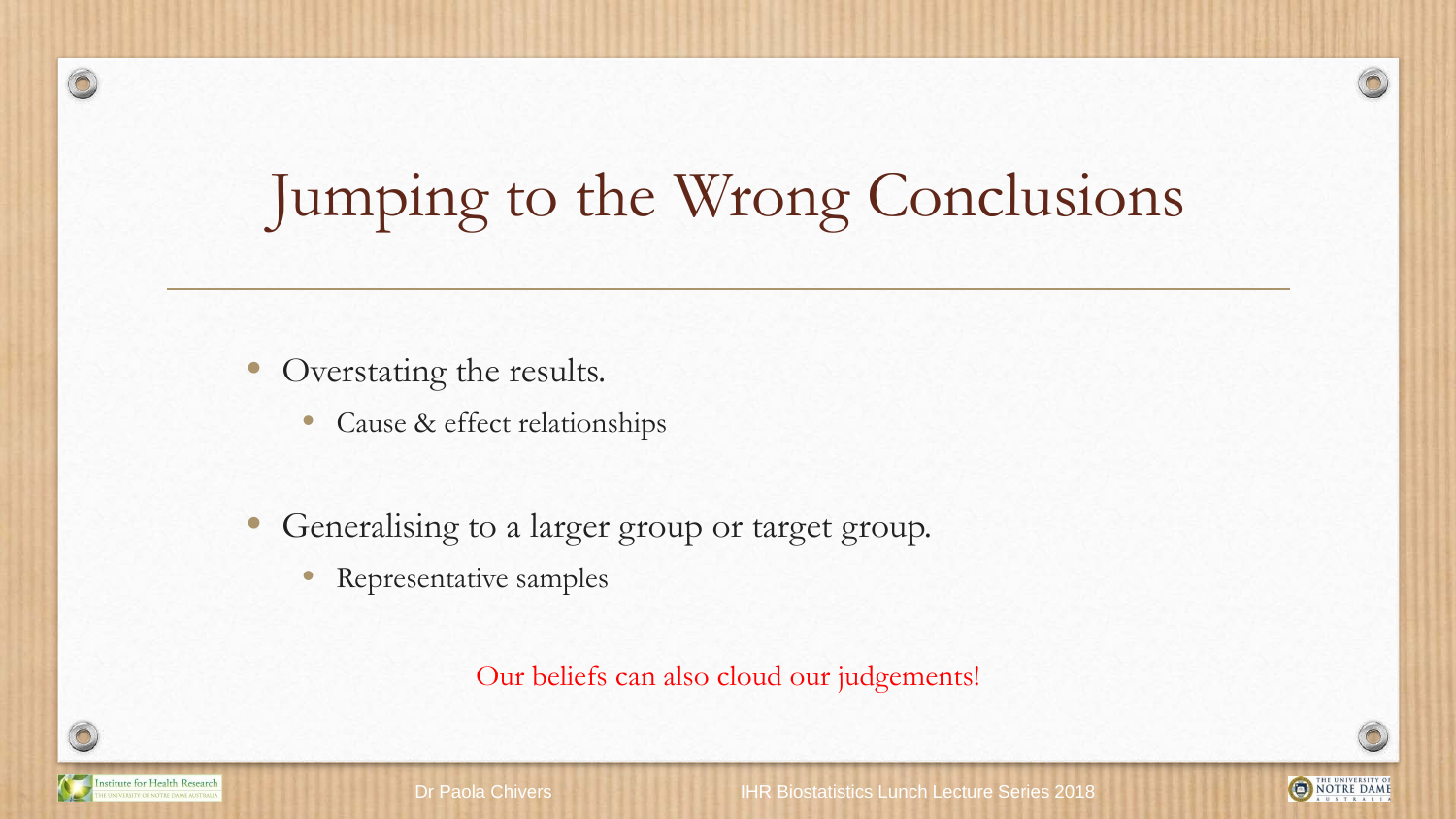# Jumping to the Wrong Conclusions

- Overstating the results.
  - Cause & effect relationships
- Generalising to a larger group or target group.
  - Representative samples

Our beliefs can also cloud our judgements!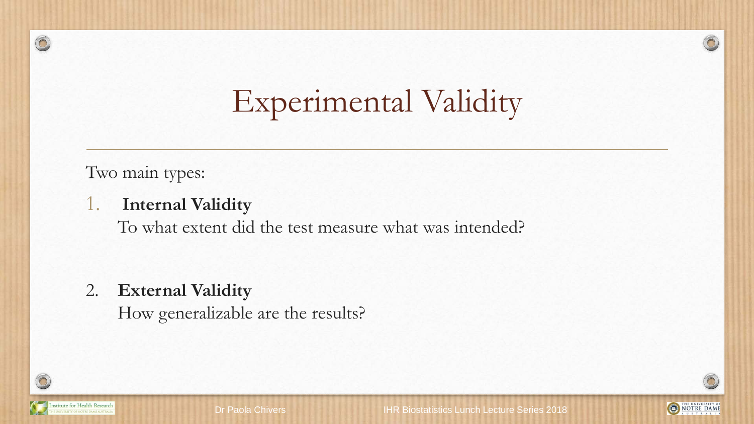# Experimental Validity

Two main types:

1. **Internal Validity**
   To what extent did the test measure what was intended?

2. **External Validity**
   How generalizable are the results?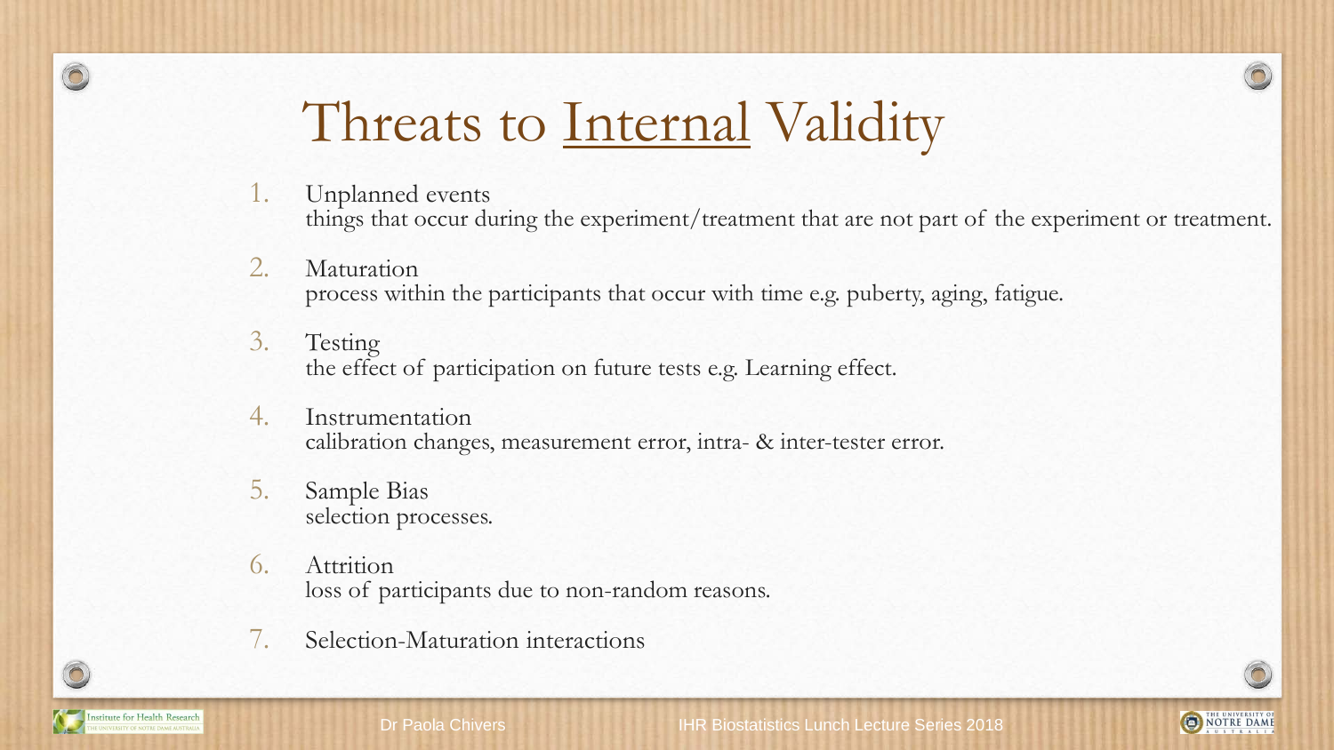# Threats to Internal Validity

1. Unplanned events
   things that occur during the experiment/treatment that are not part of the experiment or treatment.
2. Maturation
   process within the participants that occur with time e.g. puberty, aging, fatigue.
3. Testing
   the effect of participation on future tests e.g. Learning effect.
4. Instrumentation
   calibration changes, measurement error, intra- & inter-tester error.
5. Sample Bias
   selection processes.
6. Attrition
   loss of participants due to non-random reasons.
7. Selection-Maturation interactions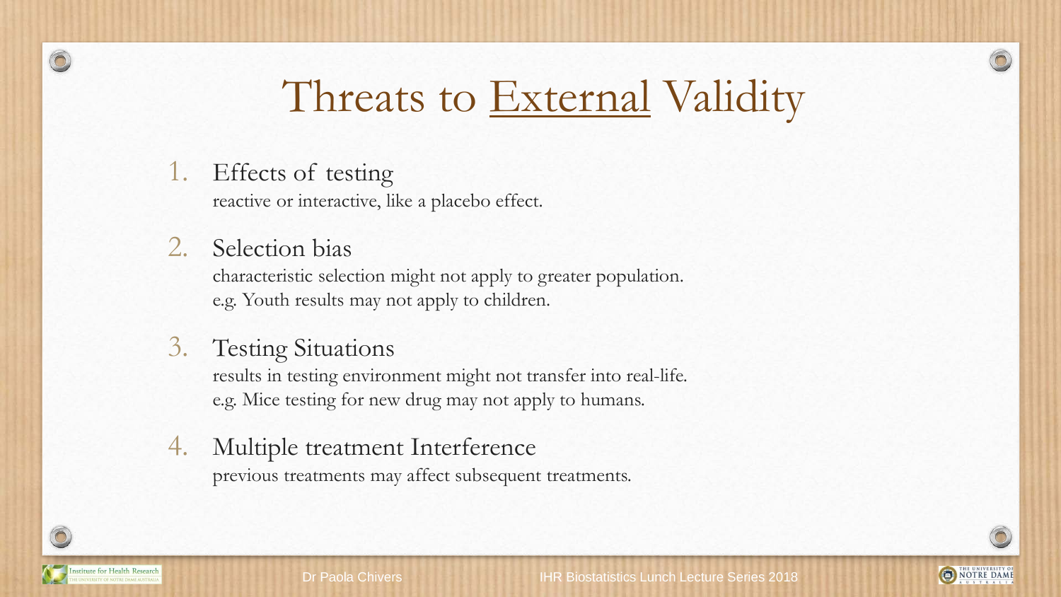# Threats to External Validity

1. Effects of testing

   reactive or interactive, like a placebo effect.

2. Selection bias

   characteristic selection might not apply to greater population.
   e.g. Youth results may not apply to children.

3. Testing Situations

   results in testing environment might not transfer into real-life.
   e.g. Mice testing for new drug may not apply to humans.

4. Multiple treatment Interference

   previous treatments may affect subsequent treatments.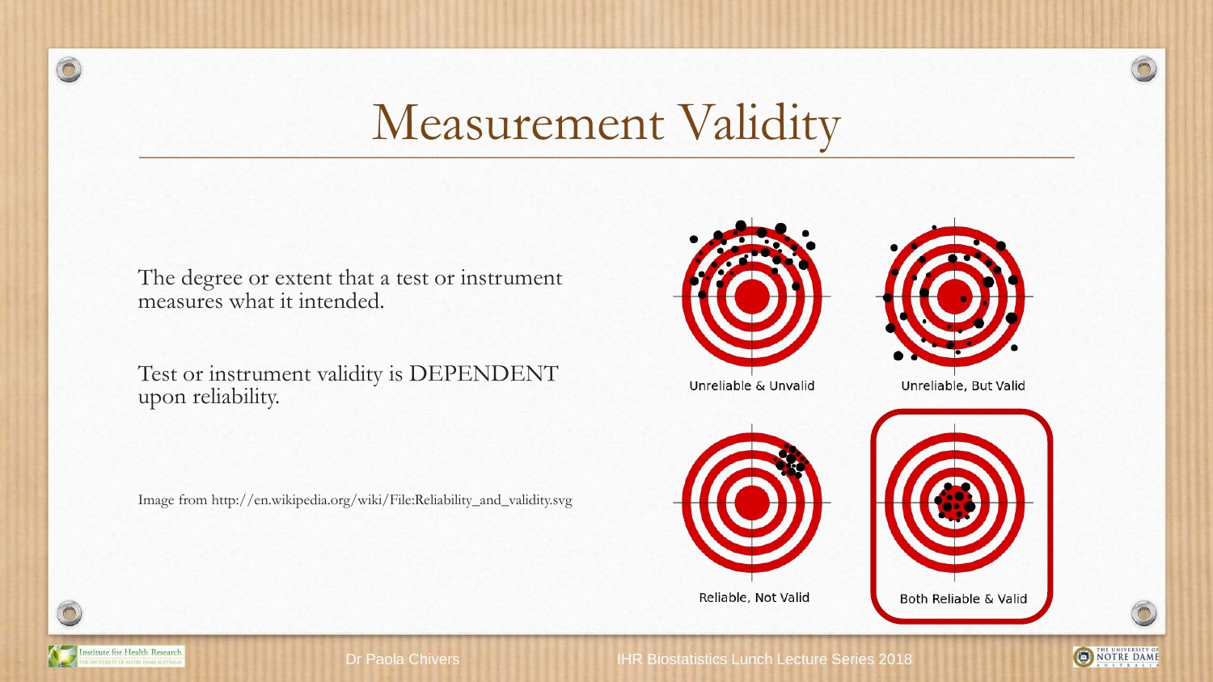# Measurement Validity

The degree or extent that a test or instrument measures what it intended.

Test or instrument validity is DEPENDENT upon reliability.

Image from http://en.wikipedia.org/wiki/File:Reliability_and_validity.svg

Unreliable & Unvalid

Unreliable, But Valid

Reliable, Not Valid

Both Reliable & Valid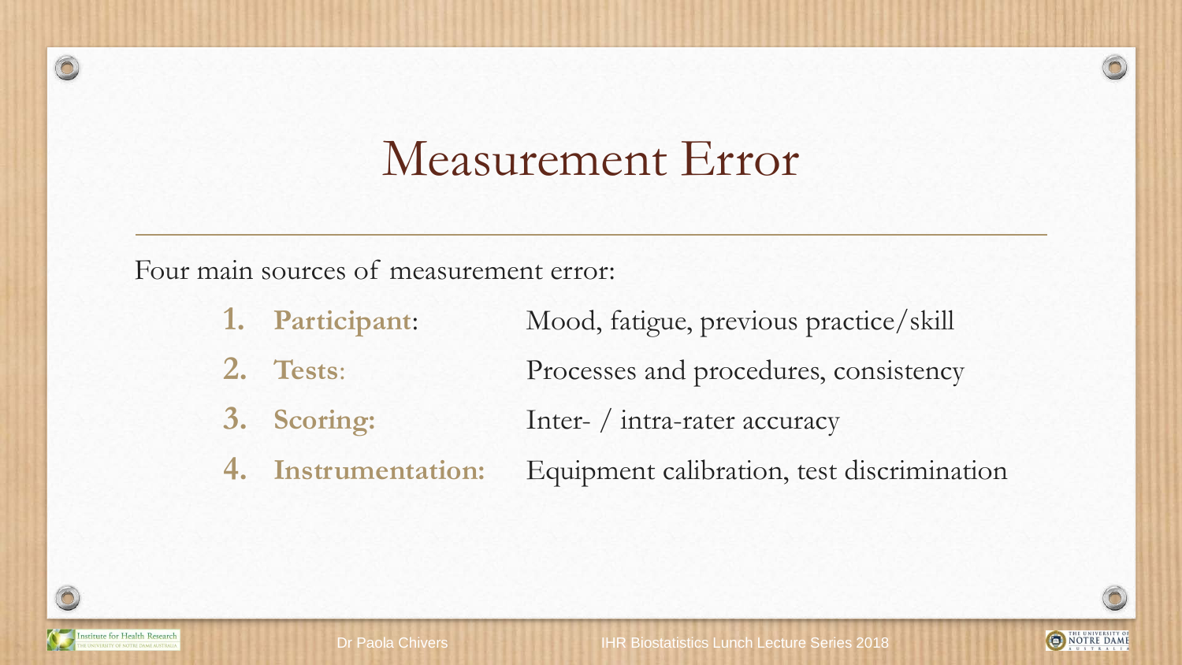# Measurement Error

Four main sources of measurement error:

1. **Participant**: Mood, fatigue, previous practice/skill
2. **Tests**: Processes and procedures, consistency
3. **Scoring:** Inter- / intra-rater accuracy
4. **Instrumentation:** Equipment calibration, test discrimination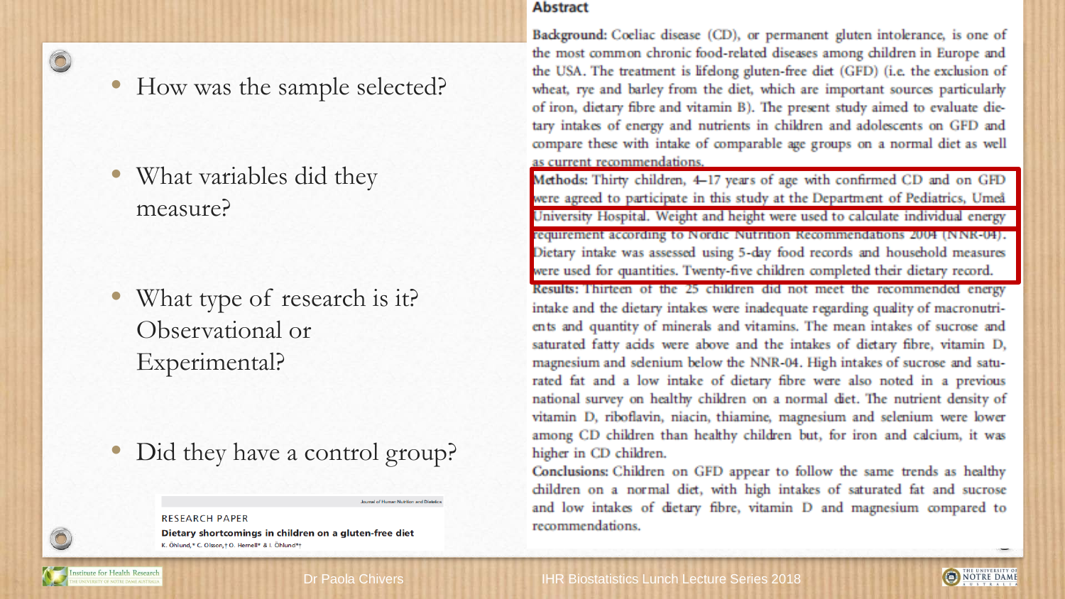- How was the sample selected?
- What variables did they measure?
- What type of research is it? Observational or Experimental?
- Did they have a control group?

Journal of Human Nutrition and Dietetics

RESEARCH PAPER

**Dietary shortcomings in children on a gluten-free diet**

K. Öhlund,* C. Olsson,† O. Hernell* & I. Öhlund*†

## Abstract

**Background:** Coeliac disease (CD), or permanent gluten intolerance, is one of the most common chronic food-related diseases among children in Europe and the USA. The treatment is lifelong gluten-free diet (GFD) (i.e. the exclusion of wheat, rye and barley from the diet, which are important sources particularly of iron, dietary fibre and vitamin B). The present study aimed to evaluate dietary intakes of energy and nutrients in children and adolescents on GFD and compare these with intake of comparable age groups on a normal diet as well as current recommendations.

**Methods:** Thirty children, 4–17 years of age with confirmed CD and on GFD were agreed to participate in this study at the Department of Pediatrics, Umeå University Hospital. Weight and height were used to calculate individual energy requirement according to Nordic Nutrition Recommendations 2004 (NNR-04). Dietary intake was assessed using 5-day food records and household measures were used for quantities. Twenty-five children completed their dietary record.

**Results:** Thirteen of the 25 children did not meet the recommended energy intake and the dietary intakes were inadequate regarding quality of macronutrients and quantity of minerals and vitamins. The mean intakes of sucrose and saturated fatty acids were above and the intakes of dietary fibre, vitamin D, magnesium and selenium below the NNR-04. High intakes of sucrose and saturated fat and a low intake of dietary fibre were also noted in a previous national survey on healthy children on a normal diet. The nutrient density of vitamin D, riboflavin, niacin, thiamine, magnesium and selenium were lower among CD children than healthy children but, for iron and calcium, it was higher in CD children.

**Conclusions:** Children on GFD appear to follow the same trends as healthy children on a normal diet, with high intakes of saturated fat and sucrose and low intakes of dietary fibre, vitamin D and magnesium compared to recommendations.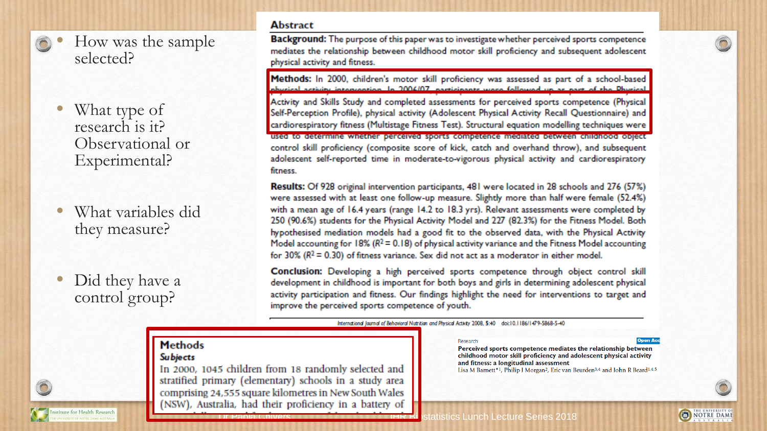- How was the sample selected?
- What type of research is it? Observational or Experimental?
- What variables did they measure?
- Did they have a control group?

## Abstract

**Background:** The purpose of this paper was to investigate whether perceived sports competence mediates the relationship between childhood motor skill proficiency and subsequent adolescent physical activity and fitness.

**Methods:** In 2000, children's motor skill proficiency was assessed as part of a school-based physical activity intervention. In 2006/07, participants were followed up as part of the Physical Activity and Skills Study and completed assessments for perceived sports competence (Physical Self-Perception Profile), physical activity (Adolescent Physical Activity Recall Questionnaire) and cardiorespiratory fitness (Multistage Fitness Test). Structural equation modelling techniques were used to determine whether perceived sports competence mediated between childhood object control skill proficiency (composite score of kick, catch and overhand throw), and subsequent adolescent self-reported time in moderate-to-vigorous physical activity and cardiorespiratory fitness.

**Results:** Of 928 original intervention participants, 481 were located in 28 schools and 276 (57%) were assessed with at least one follow-up measure. Slightly more than half were female (52.4%) with a mean age of 16.4 years (range 14.2 to 18.3 yrs). Relevant assessments were completed by 250 (90.6%) students for the Physical Activity Model and 227 (82.3%) for the Fitness Model. Both hypothesised mediation models had a good fit to the observed data, with the Physical Activity Model accounting for 18% ($R^2 = 0.18$) of physical activity variance and the Fitness Model accounting for 30% ($R^2 = 0.30$) of fitness variance. Sex did not act as a moderator in either model.

**Conclusion:** Developing a high perceived sports competence through object control skill development in childhood is important for both boys and girls in determining adolescent physical activity participation and fitness. Our findings highlight the need for interventions to target and improve the perceived sports competence of youth.

International Journal of Behavioral Nutrition and Physical Activity 2008, 5:40 doi:10.1186/1479-5868-5-40

Research

**Perceived sports competence mediates the relationship between childhood motor skill proficiency and adolescent physical activity and fitness: a longitudinal assessment**

Lisa M Barnett*[1], Philip J Morgan[2], Eric van Beurden[3,4] and John R Beard[1,4,5]

### Methods

***Subjects***

In 2000, 1045 children from 18 randomly selected and stratified primary (elementary) schools in a study area comprising 24,555 square kilometres in New South Wales (NSW), Australia, had their proficiency in a battery of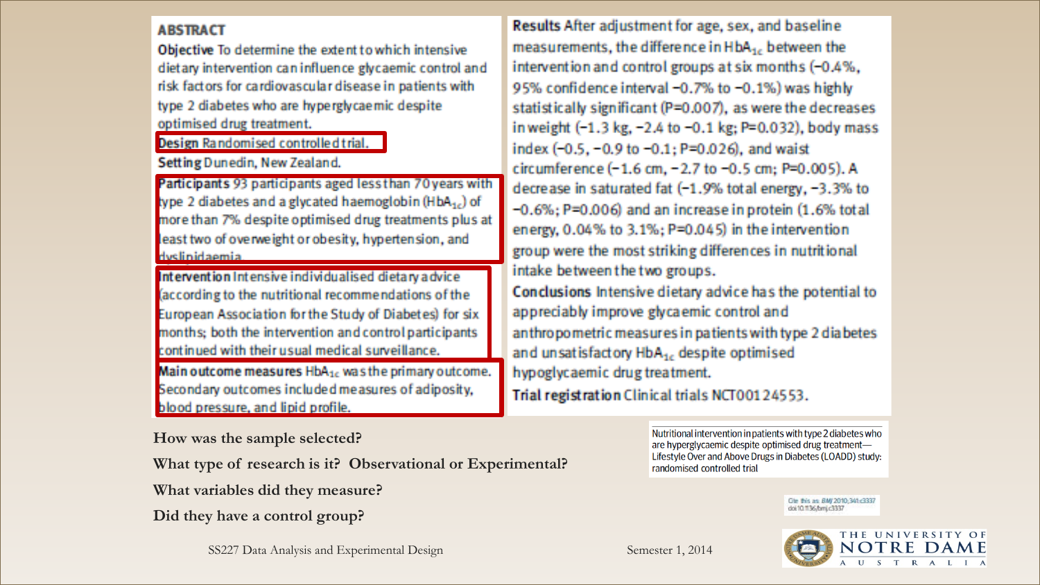**ABSTRACT**

**Objective** To determine the extent to which intensive dietary intervention can influence glycaemic control and risk factors for cardiovascular disease in patients with type 2 diabetes who are hyperglycaemic despite optimised drug treatment.

**Design** Randomised controlled trial.

**Setting** Dunedin, New Zealand.

**Participants** 93 participants aged less than 70 years with type 2 diabetes and a glycated haemoglobin ($HbA_{1c}$) of more than 7% despite optimised drug treatments plus at least two of overweight or obesity, hypertension, and dyslipidaemia.

**Intervention** Intensive individualised dietary advice (according to the nutritional recommendations of the European Association for the Study of Diabetes) for six months; both the intervention and control participants continued with their usual medical surveillance.

**Main outcome measures** $HbA_{1c}$ was the primary outcome. Secondary outcomes included measures of adiposity, blood pressure, and lipid profile.

**Results** After adjustment for age, sex, and baseline measurements, the difference in $HbA_{1c}$ between the intervention and control groups at six months (−0.4%, 95% confidence interval −0.7% to −0.1%) was highly statistically significant (P=0.007), as were the decreases in weight (−1.3 kg, −2.4 to −0.1 kg; P=0.032), body mass index (−0.5, −0.9 to −0.1; P=0.026), and waist circumference (−1.6 cm, −2.7 to −0.5 cm; P=0.005). A decrease in saturated fat (−1.9% total energy, −3.3% to −0.6%; P=0.006) and an increase in protein (1.6% total energy, 0.04% to 3.1%; P=0.045) in the intervention group were the most striking differences in nutritional intake between the two groups.

**Conclusions** Intensive dietary advice has the potential to appreciably improve glycaemic control and anthropometric measures in patients with type 2 diabetes and unsatisfactory $HbA_{1c}$ despite optimised hypoglycaemic drug treatment.

**Trial registration** Clinical trials NCT00124553.

Nutritional intervention in patients with type 2 diabetes who are hyperglycaemic despite optimised drug treatment—Lifestyle Over and Above Drugs in Diabetes (LOADD) study: randomised controlled trial

Cite this as: BMJ 2010;341:c3337
doi:10.1136/bmj.c3337

How was the sample selected?

What type of research is it? Observational or Experimental?

What variables did they measure?

Did they have a control group?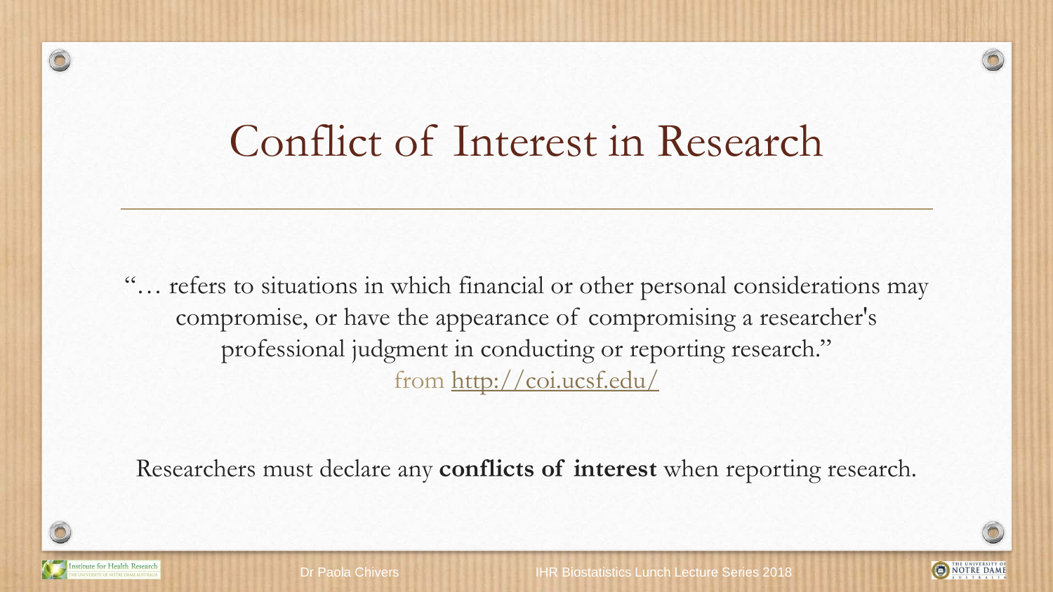# Conflict of Interest in Research

"… refers to situations in which financial or other personal considerations may compromise, or have the appearance of compromising a researcher's professional judgment in conducting or reporting research."
from http://coi.ucsf.edu/

Researchers must declare any **conflicts of interest** when reporting research.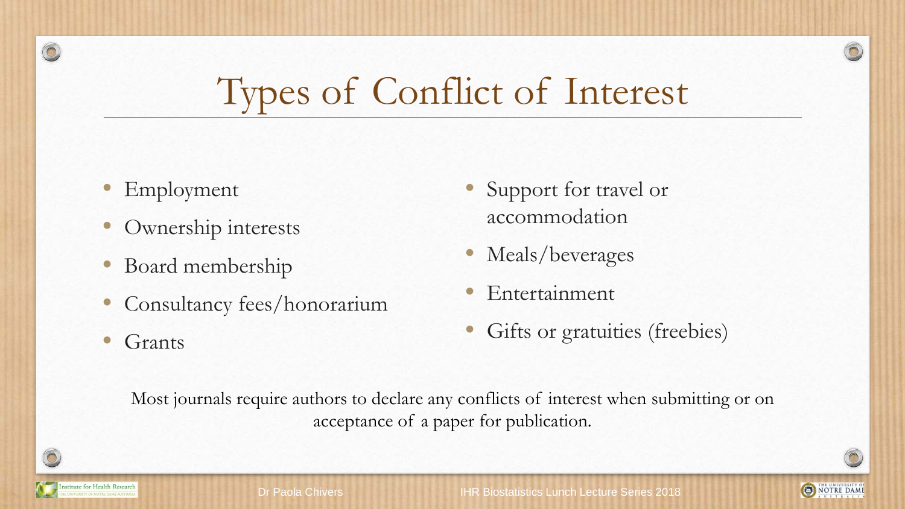# Types of Conflict of Interest

- Employment
- Ownership interests
- Board membership
- Consultancy fees/honorarium
- Grants
- Support for travel or accommodation
- Meals/beverages
- Entertainment
- Gifts or gratuities (freebies)

Most journals require authors to declare any conflicts of interest when submitting or on acceptance of a paper for publication.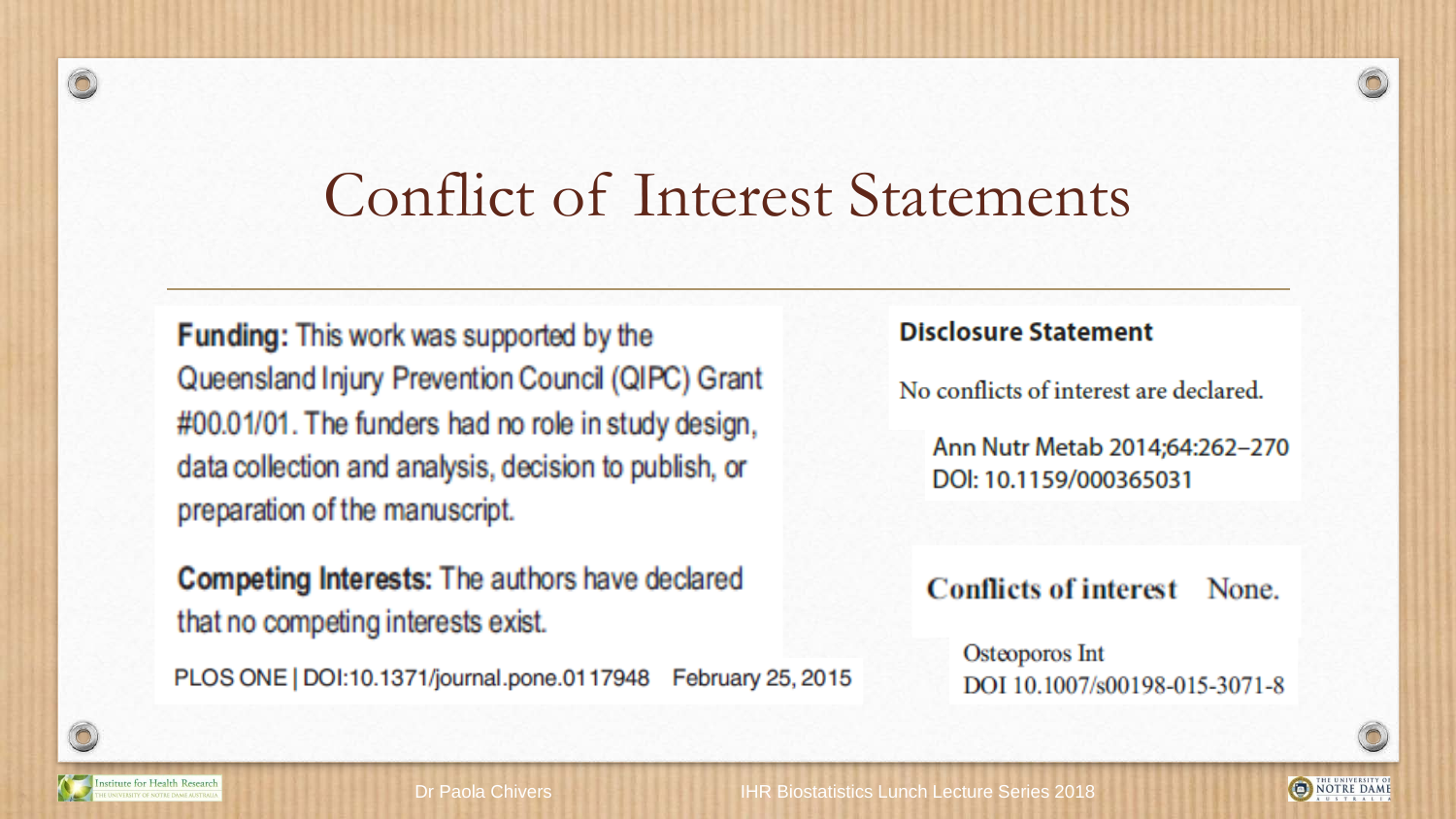# Conflict of Interest Statements

**Funding:** This work was supported by the Queensland Injury Prevention Council (QIPC) Grant #00.01/01. The funders had no role in study design, data collection and analysis, decision to publish, or preparation of the manuscript.

**Competing Interests:** The authors have declared that no competing interests exist.

PLOS ONE | DOI:10.1371/journal.pone.0117948 February 25, 2015

**Disclosure Statement**

No conflicts of interest are declared.

Ann Nutr Metab 2014;64:262–270
DOI: 10.1159/000365031

**Conflicts of interest** None.

Osteoporos Int
DOI 10.1007/s00198-015-3071-8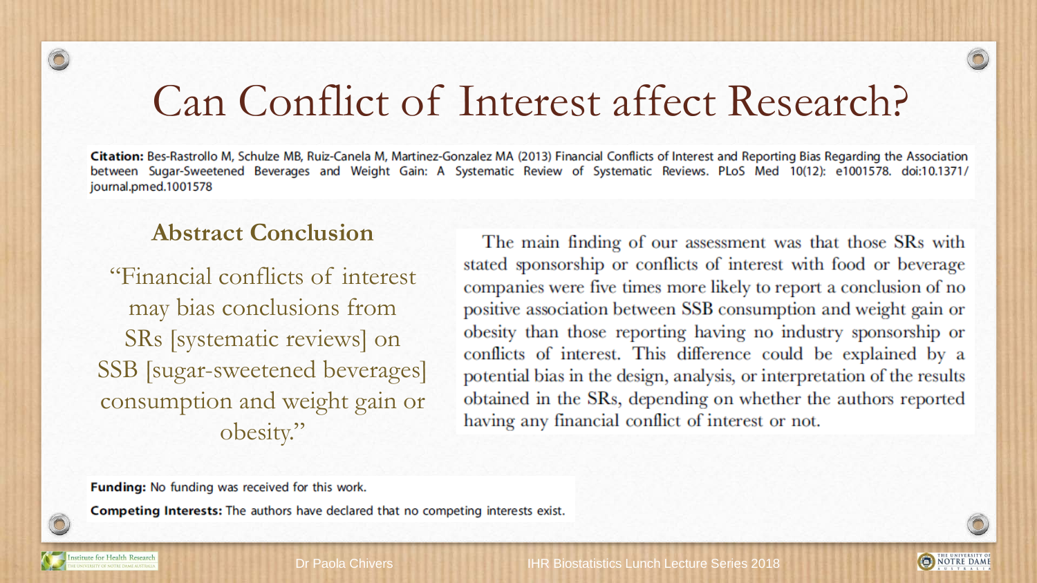# Can Conflict of Interest affect Research?

**Citation:** Bes-Rastrollo M, Schulze MB, Ruiz-Canela M, Martinez-Gonzalez MA (2013) Financial Conflicts of Interest and Reporting Bias Regarding the Association between Sugar-Sweetened Beverages and Weight Gain: A Systematic Review of Systematic Reviews. PLoS Med 10(12): e1001578. doi:10.1371/journal.pmed.1001578

## Abstract Conclusion

"Financial conflicts of interest may bias conclusions from SRs [systematic reviews] on SSB [sugar-sweetened beverages] consumption and weight gain or obesity."

The main finding of our assessment was that those SRs with stated sponsorship or conflicts of interest with food or beverage companies were five times more likely to report a conclusion of no positive association between SSB consumption and weight gain or obesity than those reporting having no industry sponsorship or conflicts of interest. This difference could be explained by a potential bias in the design, analysis, or interpretation of the results obtained in the SRs, depending on whether the authors reported having any financial conflict of interest or not.

**Funding:** No funding was received for this work.

**Competing Interests:** The authors have declared that no competing interests exist.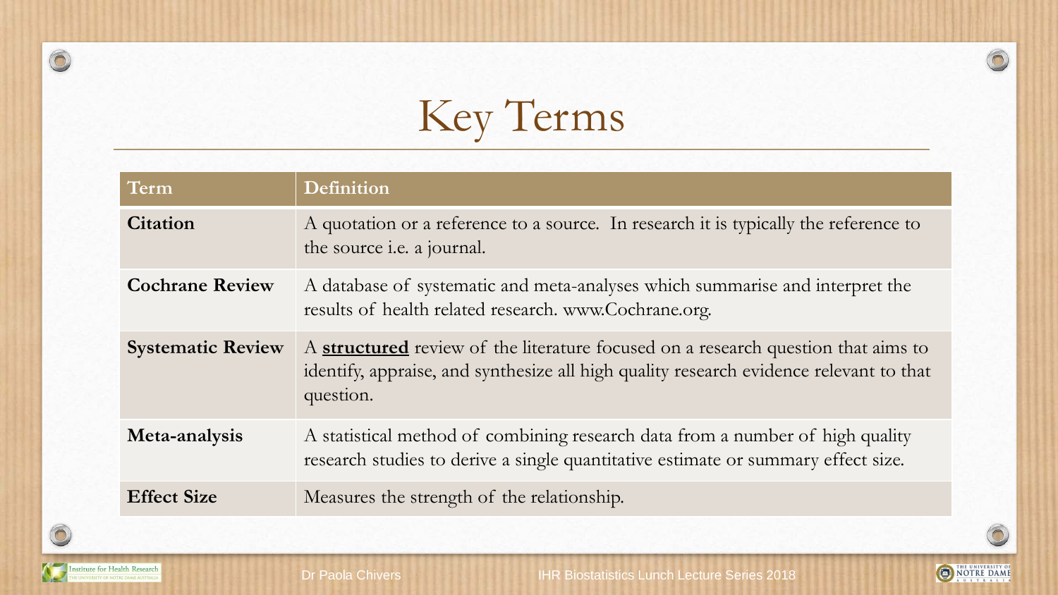# Key Terms

| Term | Definition |
| --- | --- |
| **Citation** | A quotation or a reference to a source. In research it is typically the reference to the source i.e. a journal. |
| **Cochrane Review** | A database of systematic and meta-analyses which summarise and interpret the results of health related research. www.Cochrane.org. |
| **Systematic Review** | A **structured** review of the literature focused on a research question that aims to identify, appraise, and synthesize all high quality research evidence relevant to that question. |
| **Meta-analysis** | A statistical method of combining research data from a number of high quality research studies to derive a single quantitative estimate or summary effect size. |
| **Effect Size** | Measures the strength of the relationship. |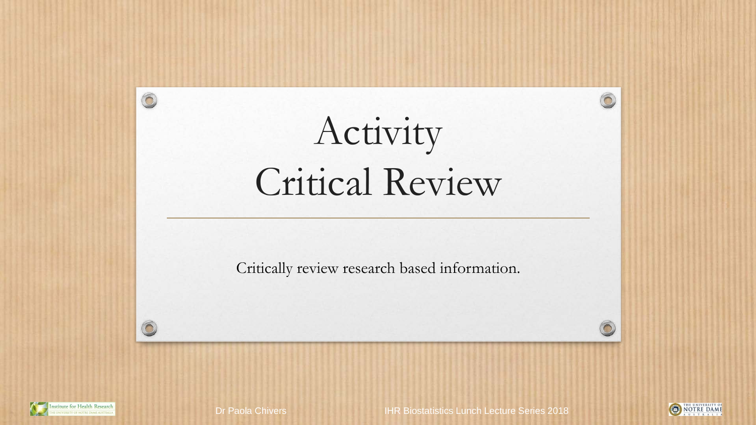# Activity
# Critical Review

Critically review research based information.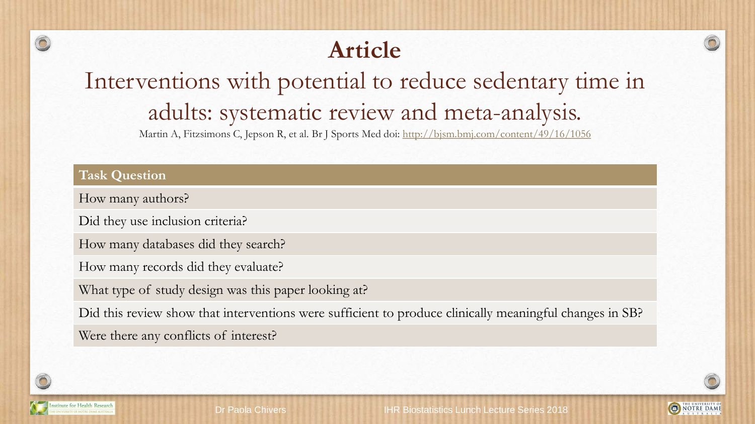# Article

## Interventions with potential to reduce sedentary time in adults: systematic review and meta-analysis.

Martin A, Fitzsimons C, Jepson R, et al. Br J Sports Med doi: http://bjsm.bmj.com/content/49/16/1056

| Task Question |
| --- |
| How many authors? |
| Did they use inclusion criteria? |
| How many databases did they search? |
| How many records did they evaluate? |
| What type of study design was this paper looking at? |
| Did this review show that interventions were sufficient to produce clinically meaningful changes in SB? |
| Were there any conflicts of interest? |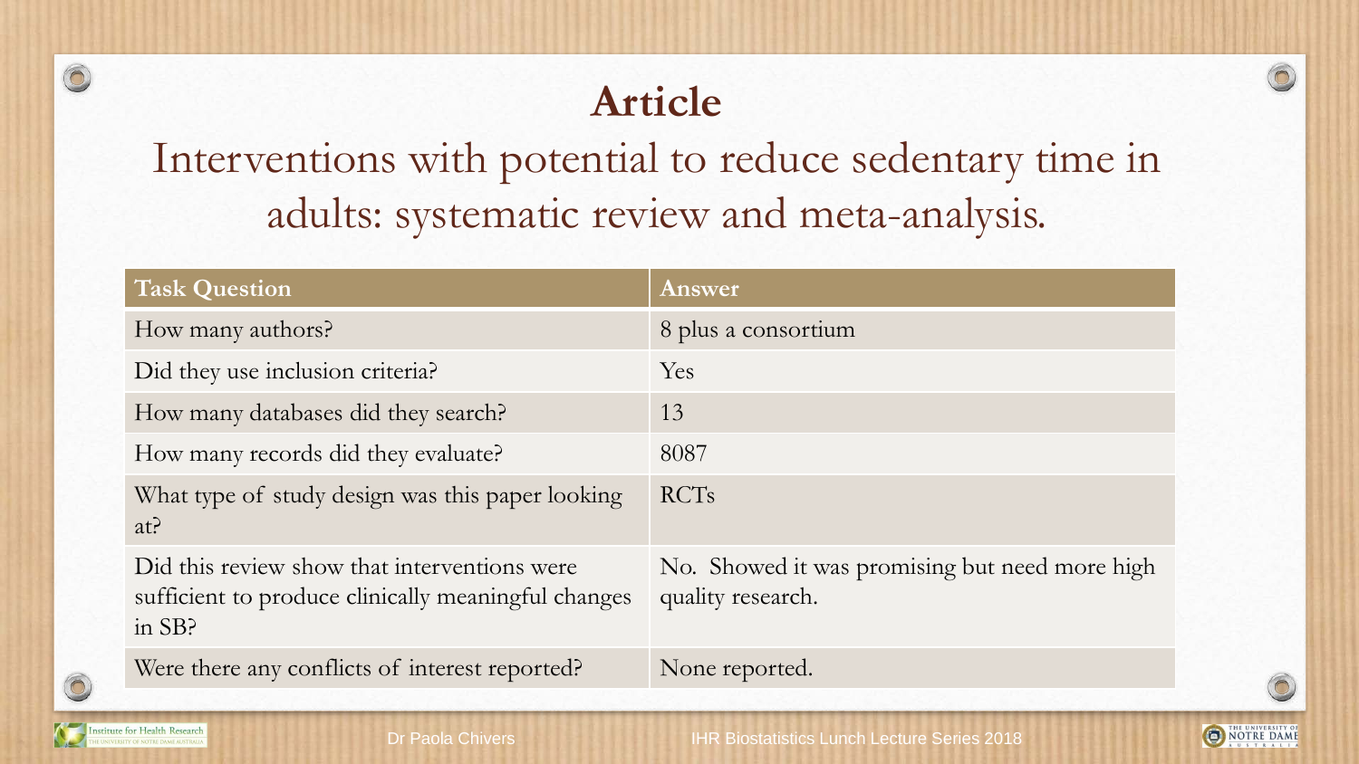# Article

## Interventions with potential to reduce sedentary time in adults: systematic review and meta-analysis.

| Task Question | Answer |
| --- | --- |
| How many authors? | 8 plus a consortium |
| Did they use inclusion criteria? | Yes |
| How many databases did they search? | 13 |
| How many records did they evaluate? | 8087 |
| What type of study design was this paper looking at? | RCTs |
| Did this review show that interventions were sufficient to produce clinically meaningful changes in SB? | No. Showed it was promising but need more high quality research. |
| Were there any conflicts of interest reported? | None reported. |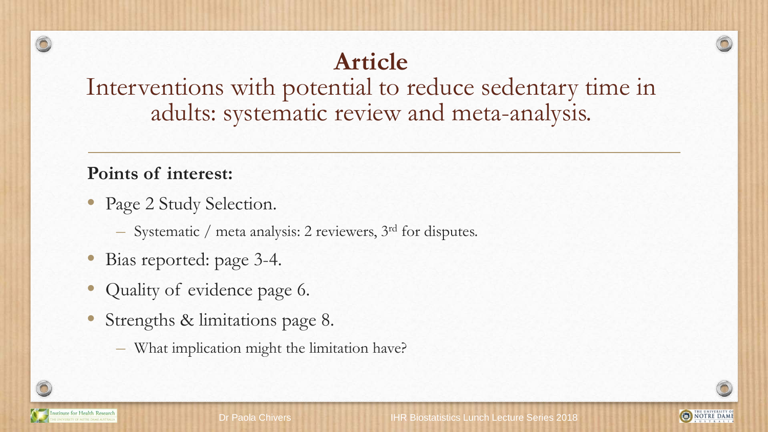# Article

## Interventions with potential to reduce sedentary time in adults: systematic review and meta-analysis.

**Points of interest:**

- Page 2 Study Selection.
  - Systematic / meta analysis: 2 reviewers, 3rd for disputes.
- Bias reported: page 3-4.
- Quality of evidence page 6.
- Strengths & limitations page 8.
  - What implication might the limitation have?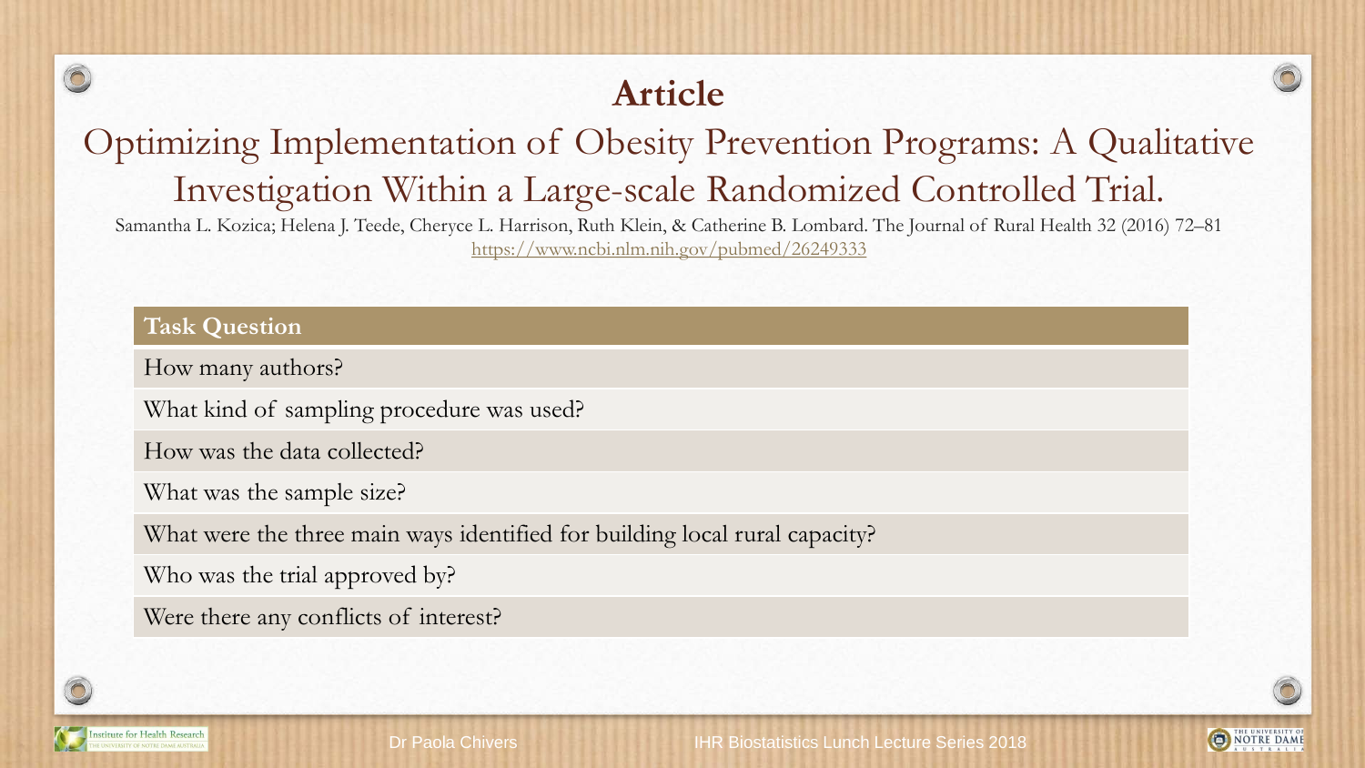# Article

## Optimizing Implementation of Obesity Prevention Programs: A Qualitative Investigation Within a Large-scale Randomized Controlled Trial.

Samantha L. Kozica; Helena J. Teede, Cheryce L. Harrison, Ruth Klein, & Catherine B. Lombard. The Journal of Rural Health 32 (2016) 72–81
https://www.ncbi.nlm.nih.gov/pubmed/26249333

| Task Question |
| --- |
| How many authors? |
| What kind of sampling procedure was used? |
| How was the data collected? |
| What was the sample size? |
| What were the three main ways identified for building local rural capacity? |
| Who was the trial approved by? |
| Were there any conflicts of interest? |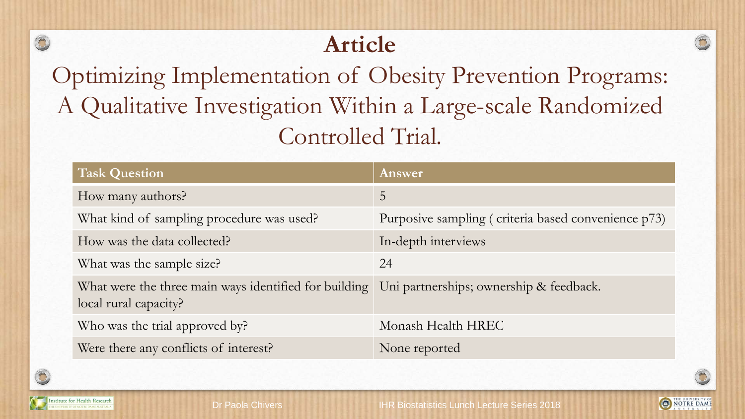# Article

## Optimizing Implementation of Obesity Prevention Programs: A Qualitative Investigation Within a Large-scale Randomized Controlled Trial.

| Task Question | Answer |
| --- | --- |
| How many authors? | 5 |
| What kind of sampling procedure was used? | Purposive sampling ( criteria based convenience p73) |
| How was the data collected? | In-depth interviews |
| What was the sample size? | 24 |
| What were the three main ways identified for building local rural capacity? | Uni partnerships; ownership & feedback. |
| Who was the trial approved by? | Monash Health HREC |
| Were there any conflicts of interest? | None reported |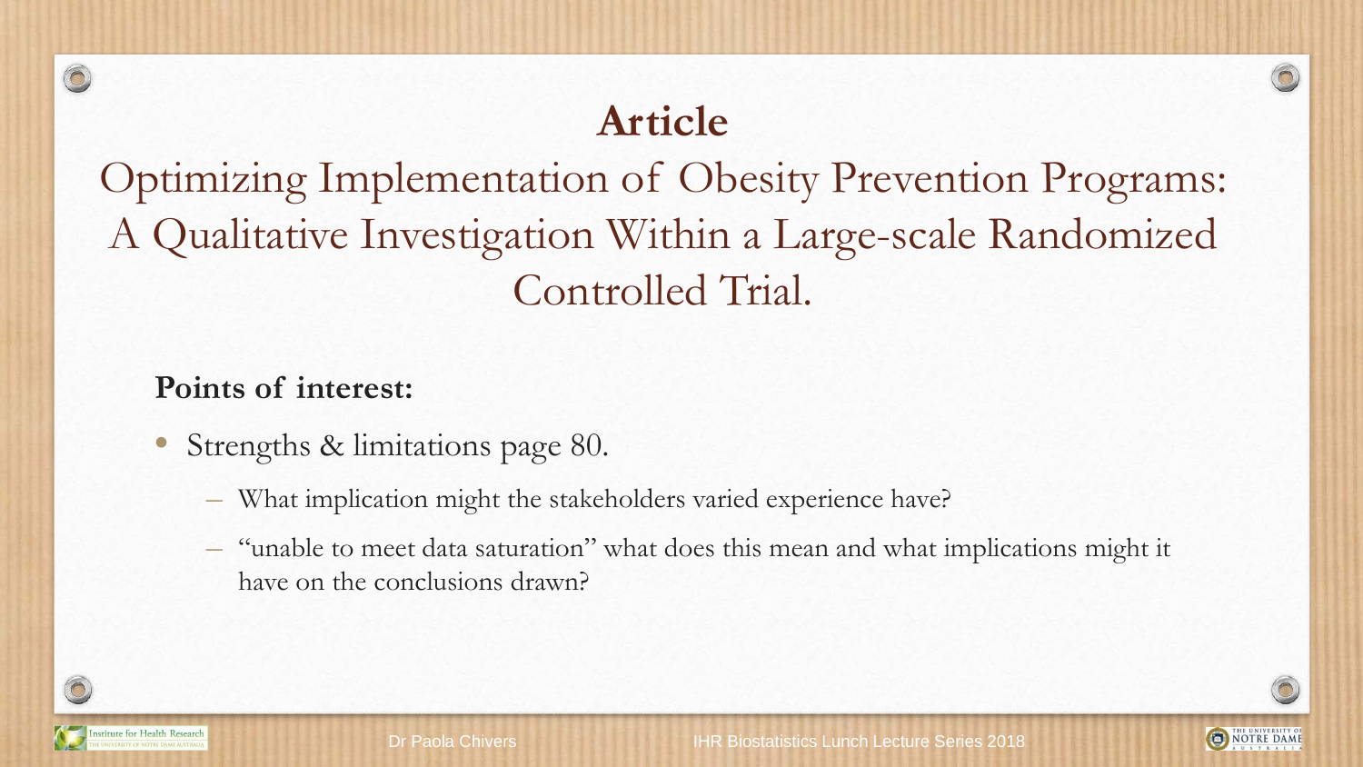# Article

## Optimizing Implementation of Obesity Prevention Programs: A Qualitative Investigation Within a Large-scale Randomized Controlled Trial.

**Points of interest:**

- Strengths & limitations page 80.
  - What implication might the stakeholders varied experience have?
  - "unable to meet data saturation" what does this mean and what implications might it have on the conclusions drawn?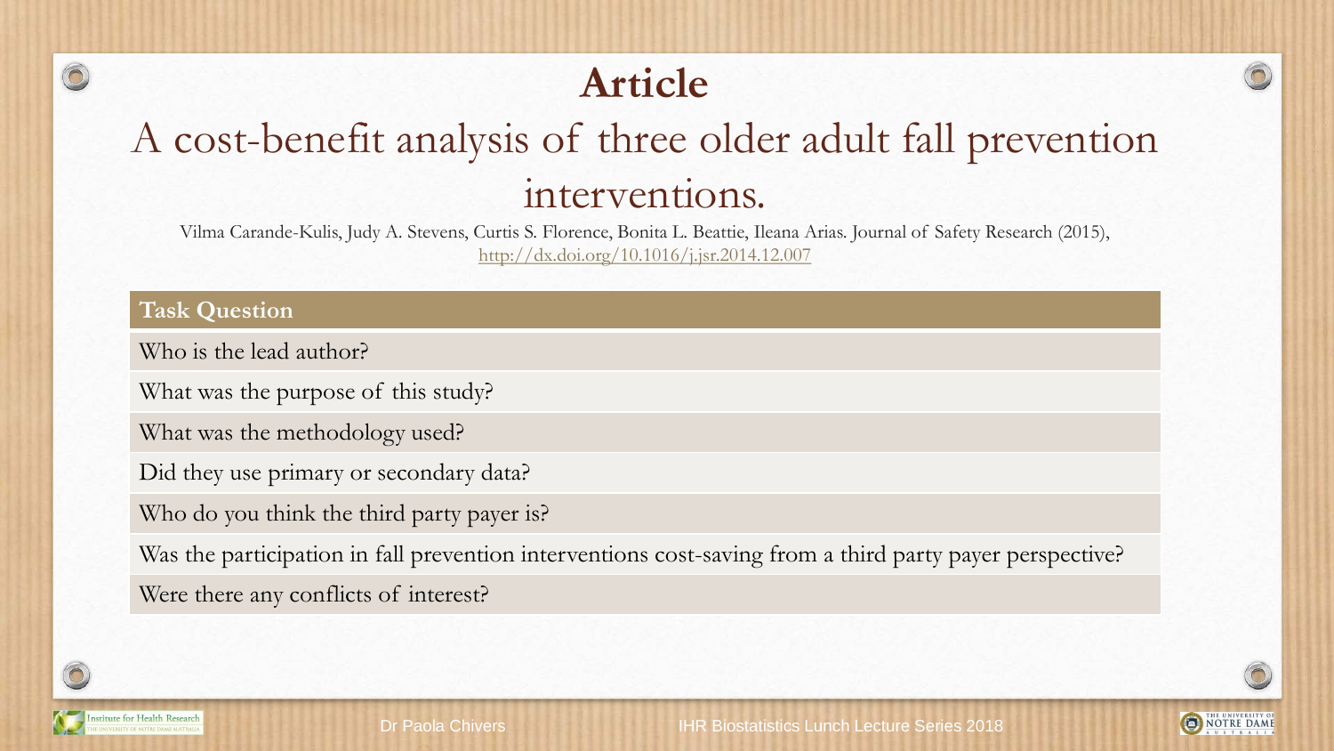# Article

## A cost-benefit analysis of three older adult fall prevention interventions.

Vilma Carande-Kulis, Judy A. Stevens, Curtis S. Florence, Bonita L. Beattie, Ileana Arias. Journal of Safety Research (2015), http://dx.doi.org/10.1016/j.jsr.2014.12.007

| Task Question |
| --- |
| Who is the lead author? |
| What was the purpose of this study? |
| What was the methodology used? |
| Did they use primary or secondary data? |
| Who do you think the third party payer is? |
| Was the participation in fall prevention interventions cost-saving from a third party payer perspective? |
| Were there any conflicts of interest? |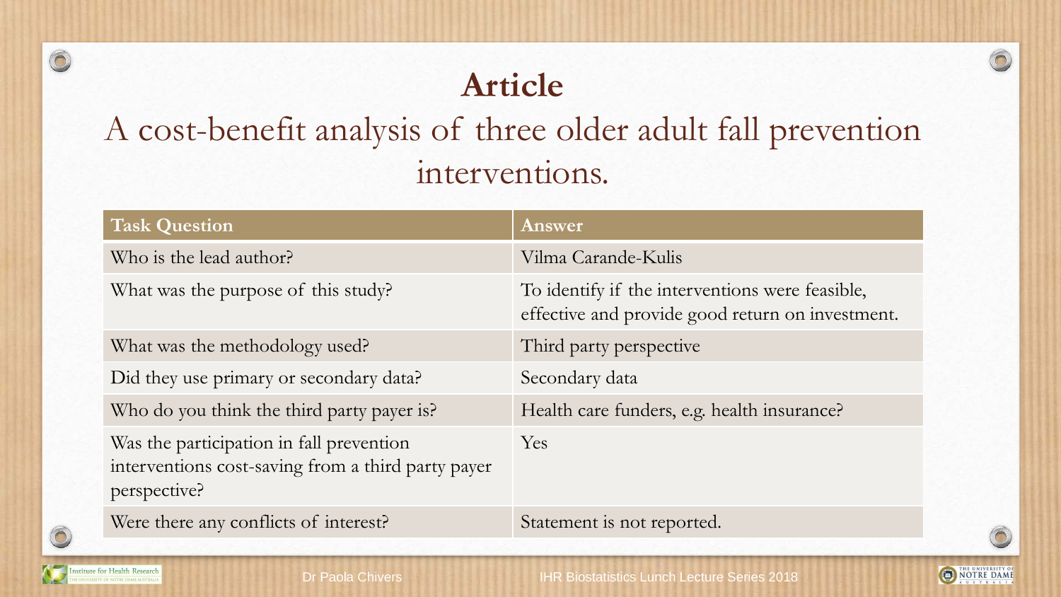# Article

## A cost-benefit analysis of three older adult fall prevention interventions.

| Task Question | Answer |
|---|---|
| Who is the lead author? | Vilma Carande-Kulis |
| What was the purpose of this study? | To identify if the interventions were feasible, effective and provide good return on investment. |
| What was the methodology used? | Third party perspective |
| Did they use primary or secondary data? | Secondary data |
| Who do you think the third party payer is? | Health care funders, e.g. health insurance? |
| Was the participation in fall prevention interventions cost-saving from a third party payer perspective? | Yes |
| Were there any conflicts of interest? | Statement is not reported. |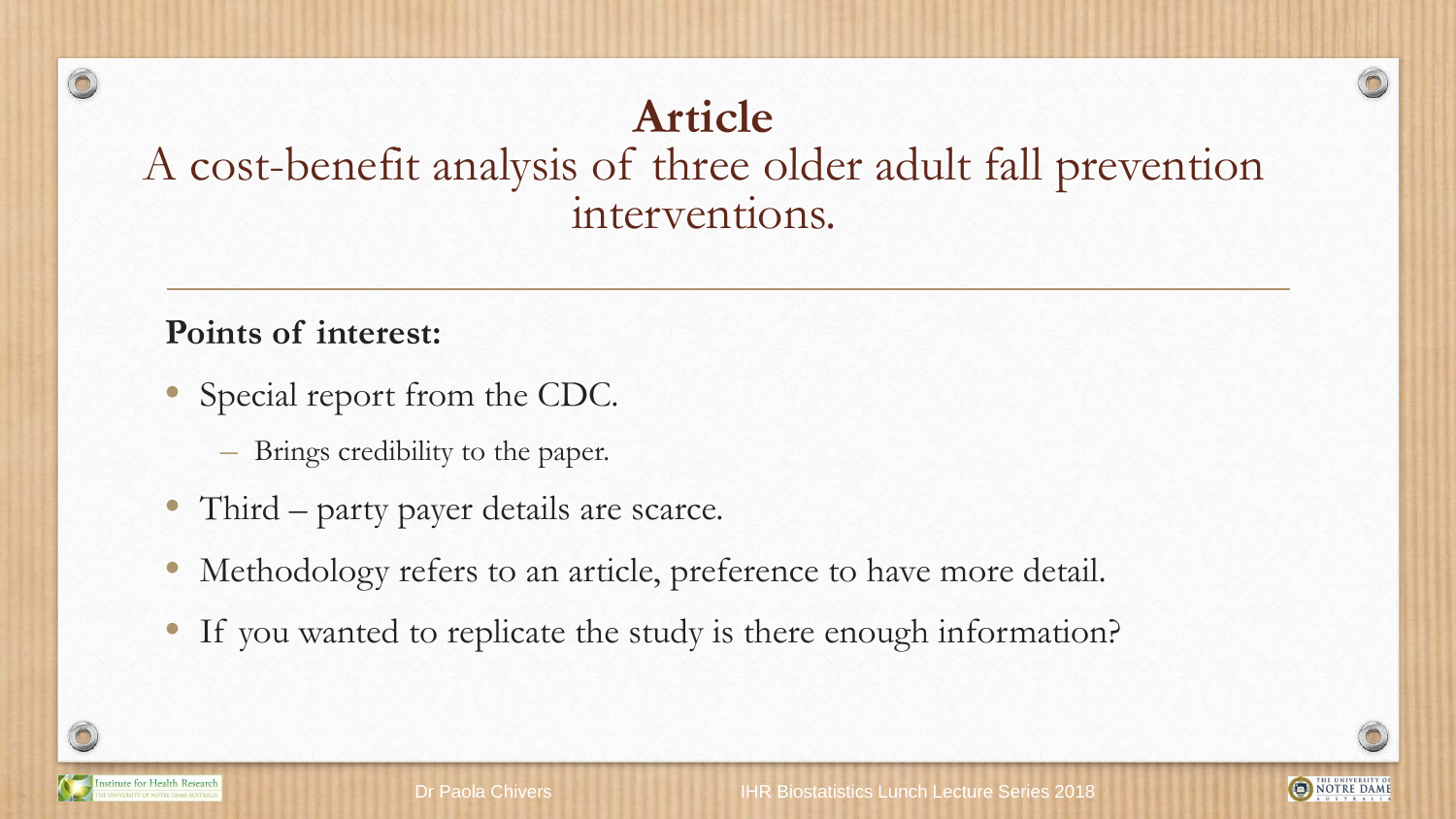# Article

## A cost-benefit analysis of three older adult fall prevention interventions.

**Points of interest:**

- Special report from the CDC.
  - Brings credibility to the paper.
- Third – party payer details are scarce.
- Methodology refers to an article, preference to have more detail.
- If you wanted to replicate the study is there enough information?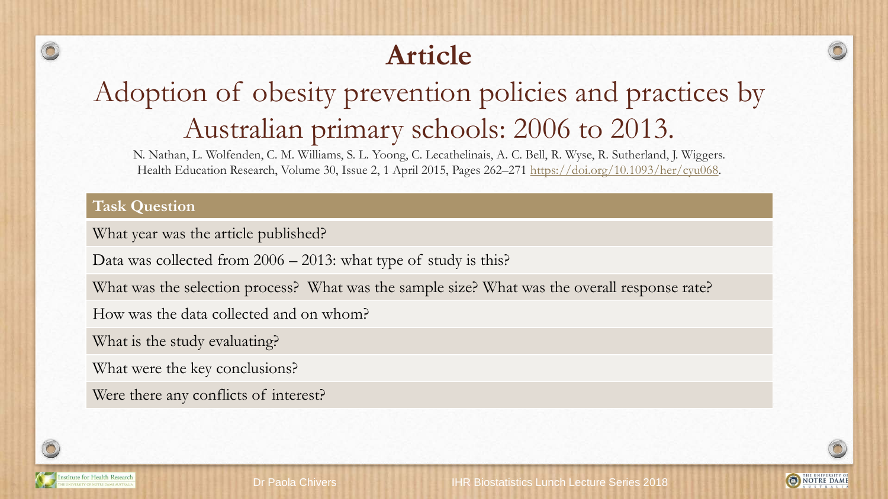# Article

## Adoption of obesity prevention policies and practices by Australian primary schools: 2006 to 2013.

N. Nathan, L. Wolfenden, C. M. Williams, S. L. Yoong, C. Lecathelinais, A. C. Bell, R. Wyse, R. Sutherland, J. Wiggers. Health Education Research, Volume 30, Issue 2, 1 April 2015, Pages 262–271 https://doi.org/10.1093/her/cyu068.

| Task Question |
| --- |
| What year was the article published? |
| Data was collected from 2006 – 2013: what type of study is this? |
| What was the selection process? What was the sample size? What was the overall response rate? |
| How was the data collected and on whom? |
| What is the study evaluating? |
| What were the key conclusions? |
| Were there any conflicts of interest? |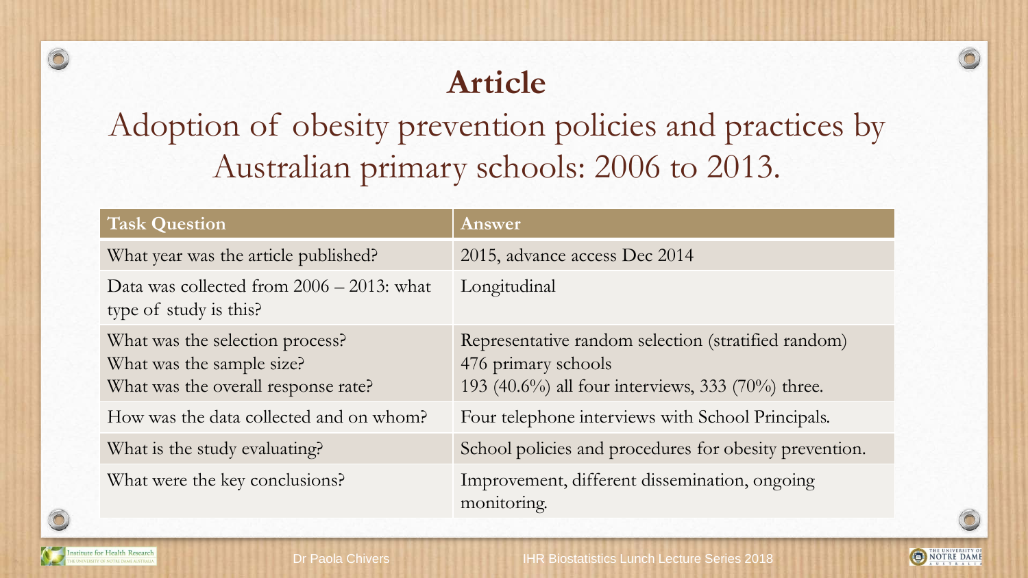# Article

## Adoption of obesity prevention policies and practices by Australian primary schools: 2006 to 2013.

| Task Question | Answer |
|---|---|
| What year was the article published? | 2015, advance access Dec 2014 |
| Data was collected from 2006 – 2013: what type of study is this? | Longitudinal |
| What was the selection process?<br>What was the sample size?<br>What was the overall response rate? | Representative random selection (stratified random)<br>476 primary schools<br>193 (40.6%) all four interviews, 333 (70%) three. |
| How was the data collected and on whom? | Four telephone interviews with School Principals. |
| What is the study evaluating? | School policies and procedures for obesity prevention. |
| What were the key conclusions? | Improvement, different dissemination, ongoing monitoring. |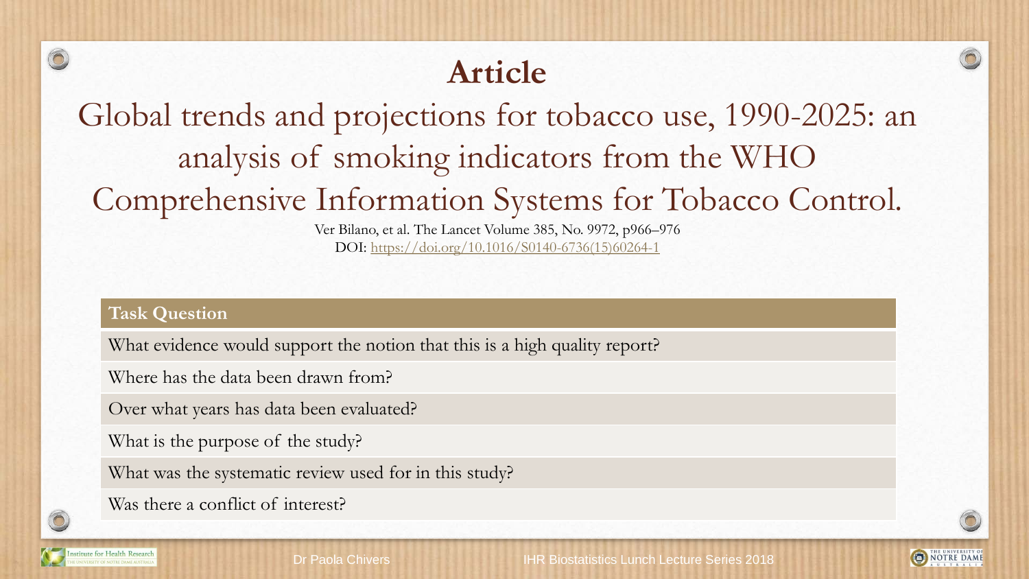# Article

## Global trends and projections for tobacco use, 1990-2025: an analysis of smoking indicators from the WHO Comprehensive Information Systems for Tobacco Control.

Ver Bilano, et al. The Lancet Volume 385, No. 9972, p966–976

DOI: https://doi.org/10.1016/S0140-6736(15)60264-1

| Task Question |
| --- |
| What evidence would support the notion that this is a high quality report? |
| Where has the data been drawn from? |
| Over what years has data been evaluated? |
| What is the purpose of the study? |
| What was the systematic review used for in this study? |
| Was there a conflict of interest? |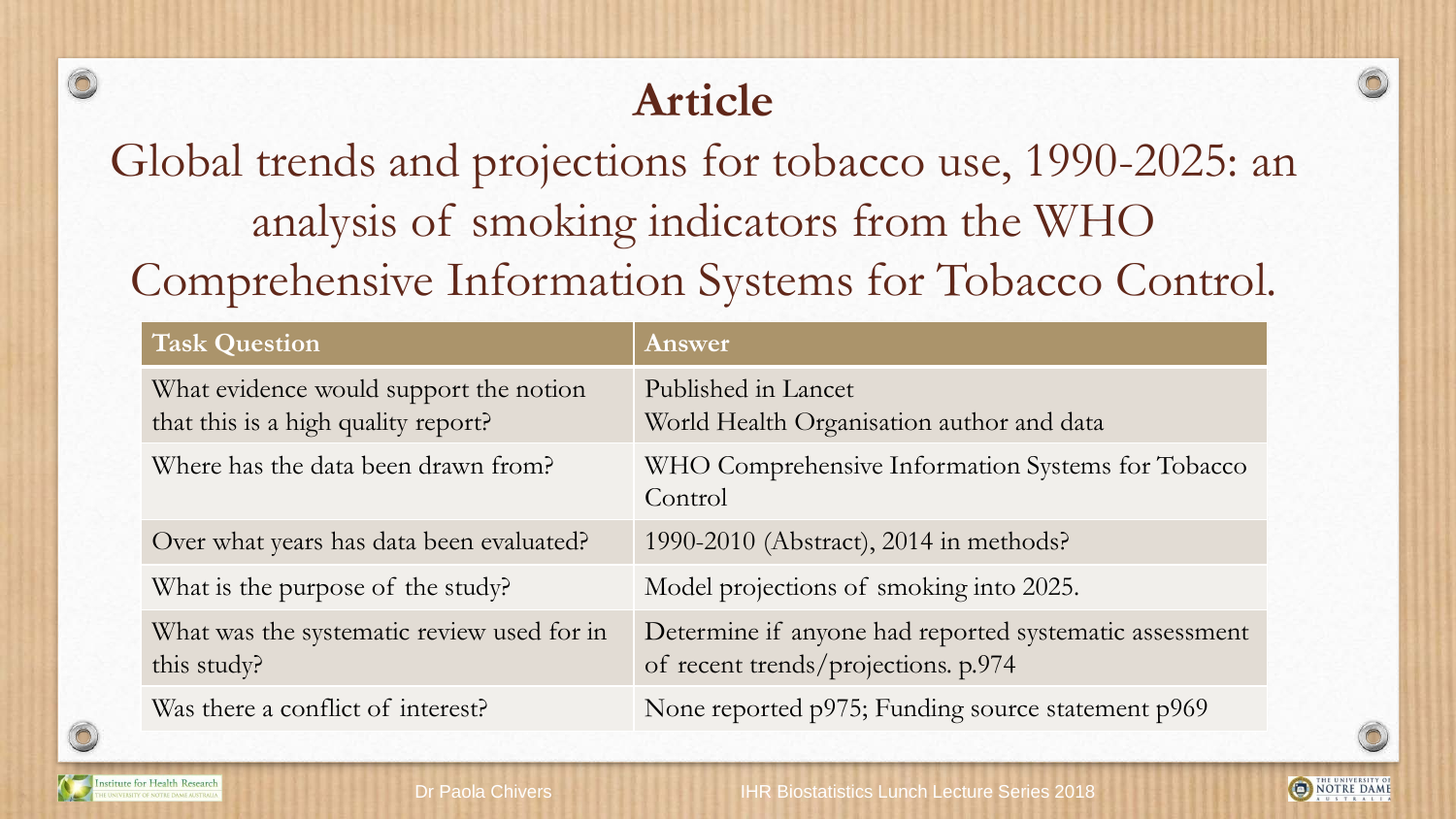# Article

## Global trends and projections for tobacco use, 1990-2025: an analysis of smoking indicators from the WHO Comprehensive Information Systems for Tobacco Control.

| Task Question | Answer |
| --- | --- |
| What evidence would support the notion that this is a high quality report? | Published in Lancet<br>World Health Organisation author and data |
| Where has the data been drawn from? | WHO Comprehensive Information Systems for Tobacco Control |
| Over what years has data been evaluated? | 1990-2010 (Abstract), 2014 in methods? |
| What is the purpose of the study? | Model projections of smoking into 2025. |
| What was the systematic review used for in this study? | Determine if anyone had reported systematic assessment of recent trends/projections. p.974 |
| Was there a conflict of interest? | None reported p975; Funding source statement p969 |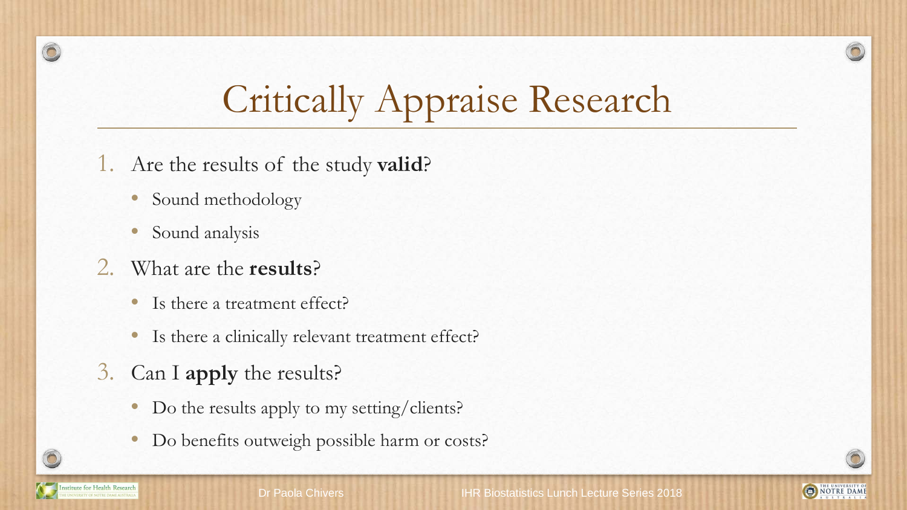# Critically Appraise Research

1. Are the results of the study **valid**?
   - Sound methodology
   - Sound analysis
2. What are the **results**?
   - Is there a treatment effect?
   - Is there a clinically relevant treatment effect?
3. Can I **apply** the results?
   - Do the results apply to my setting/clients?
   - Do benefits outweigh possible harm or costs?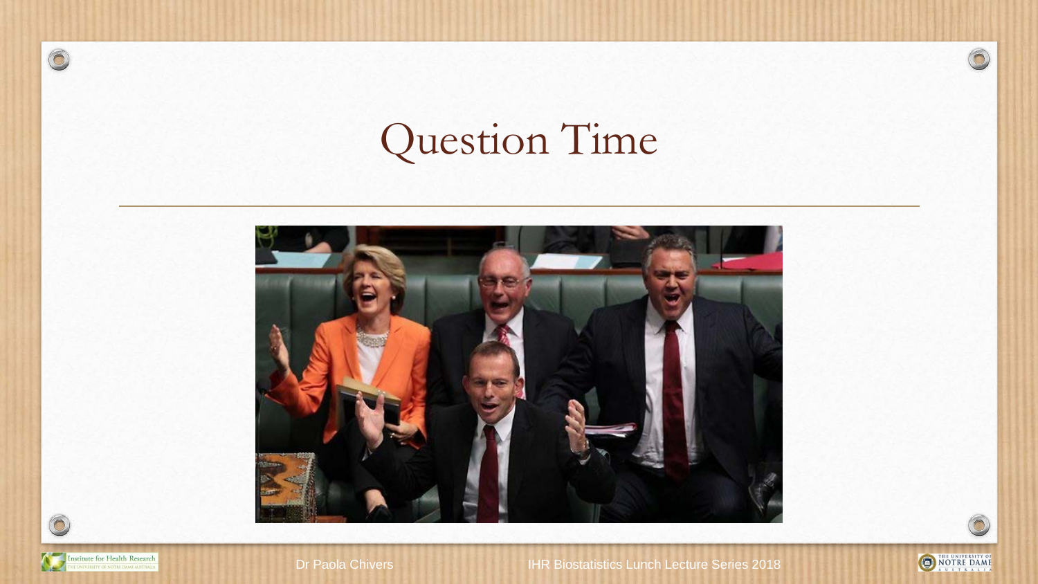# Question Time